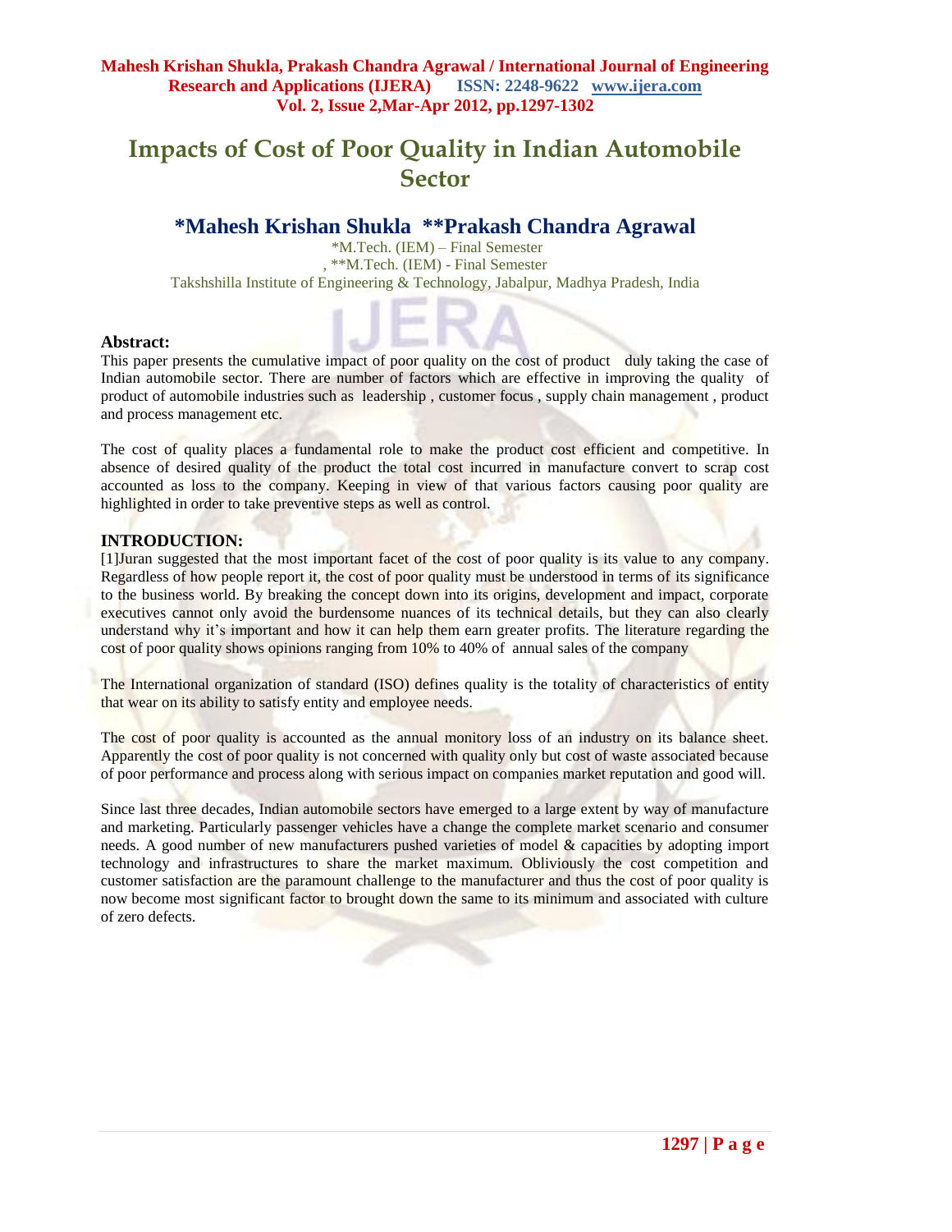# Impacts of Cost of Poor Quality in Indian Automobile Sector

## *Mahesh Krishan Shukla **Prakash Chandra Agrawal

*M.Tech. (IEM) – Final Semester
, **M.Tech. (IEM) - Final Semester
Takshshilla Institute of Engineering & Technology, Jabalpur, Madhya Pradesh, India

### Abstract:

This paper presents the cumulative impact of poor quality on the cost of product duly taking the case of Indian automobile sector. There are number of factors which are effective in improving the quality of product of automobile industries such as leadership , customer focus , supply chain management , product and process management etc.

The cost of quality places a fundamental role to make the product cost efficient and competitive. In absence of desired quality of the product the total cost incurred in manufacture convert to scrap cost accounted as loss to the company. Keeping in view of that various factors causing poor quality are highlighted in order to take preventive steps as well as control.

### INTRODUCTION:

[1]Juran suggested that the most important facet of the cost of poor quality is its value to any company. Regardless of how people report it, the cost of poor quality must be understood in terms of its significance to the business world. By breaking the concept down into its origins, development and impact, corporate executives cannot only avoid the burdensome nuances of its technical details, but they can also clearly understand why it's important and how it can help them earn greater profits. The literature regarding the cost of poor quality shows opinions ranging from 10% to 40% of annual sales of the company

The International organization of standard (ISO) defines quality is the totality of characteristics of entity that wear on its ability to satisfy entity and employee needs.

The cost of poor quality is accounted as the annual monitory loss of an industry on its balance sheet. Apparently the cost of poor quality is not concerned with quality only but cost of waste associated because of poor performance and process along with serious impact on companies market reputation and good will.

Since last three decades, Indian automobile sectors have emerged to a large extent by way of manufacture and marketing. Particularly passenger vehicles have a change the complete market scenario and consumer needs. A good number of new manufacturers pushed varieties of model & capacities by adopting import technology and infrastructures to share the market maximum. Obliviously the cost competition and customer satisfaction are the paramount challenge to the manufacturer and thus the cost of poor quality is now become most significant factor to brought down the same to its minimum and associated with culture of zero defects.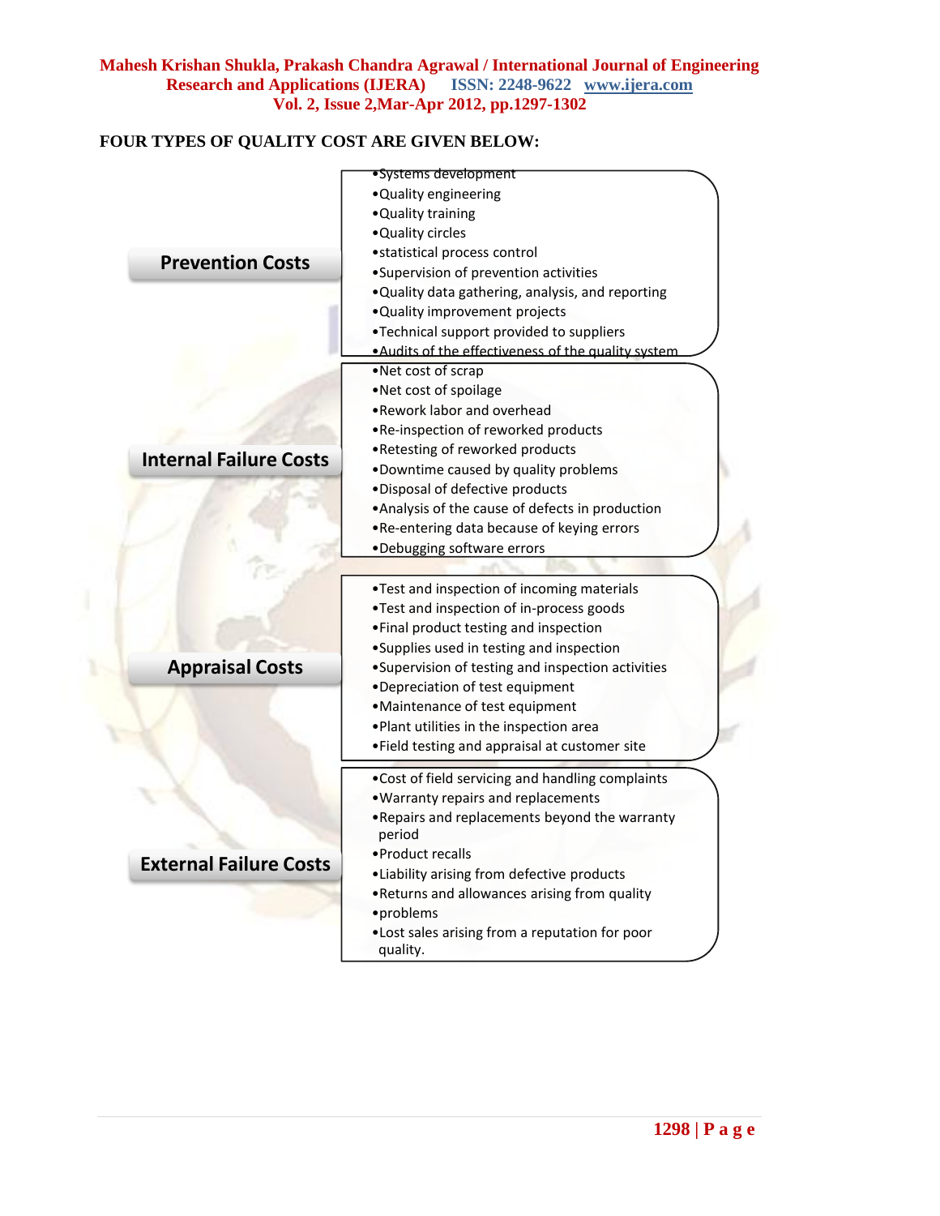**FOUR TYPES OF QUALITY COST ARE GIVEN BELOW:**

### Prevention Costs

- Systems development
- Quality engineering
- Quality training
- Quality circles
- statistical process control
- Supervision of prevention activities
- Quality data gathering, analysis, and reporting
- Quality improvement projects
- Technical support provided to suppliers
- Audits of the effectiveness of the quality system

### Internal Failure Costs

- Net cost of scrap
- Net cost of spoilage
- Rework labor and overhead
- Re-inspection of reworked products
- Retesting of reworked products
- Downtime caused by quality problems
- Disposal of defective products
- Analysis of the cause of defects in production
- Re-entering data because of keying errors
- Debugging software errors

### Appraisal Costs

- Test and inspection of incoming materials
- Test and inspection of in-process goods
- Final product testing and inspection
- Supplies used in testing and inspection
- Supervision of testing and inspection activities
- Depreciation of test equipment
- Maintenance of test equipment
- Plant utilities in the inspection area
- Field testing and appraisal at customer site

### External Failure Costs

- Cost of field servicing and handling complaints
- Warranty repairs and replacements
- Repairs and replacements beyond the warranty period
- Product recalls
- Liability arising from defective products
- Returns and allowances arising from quality
- problems
- Lost sales arising from a reputation for poor quality.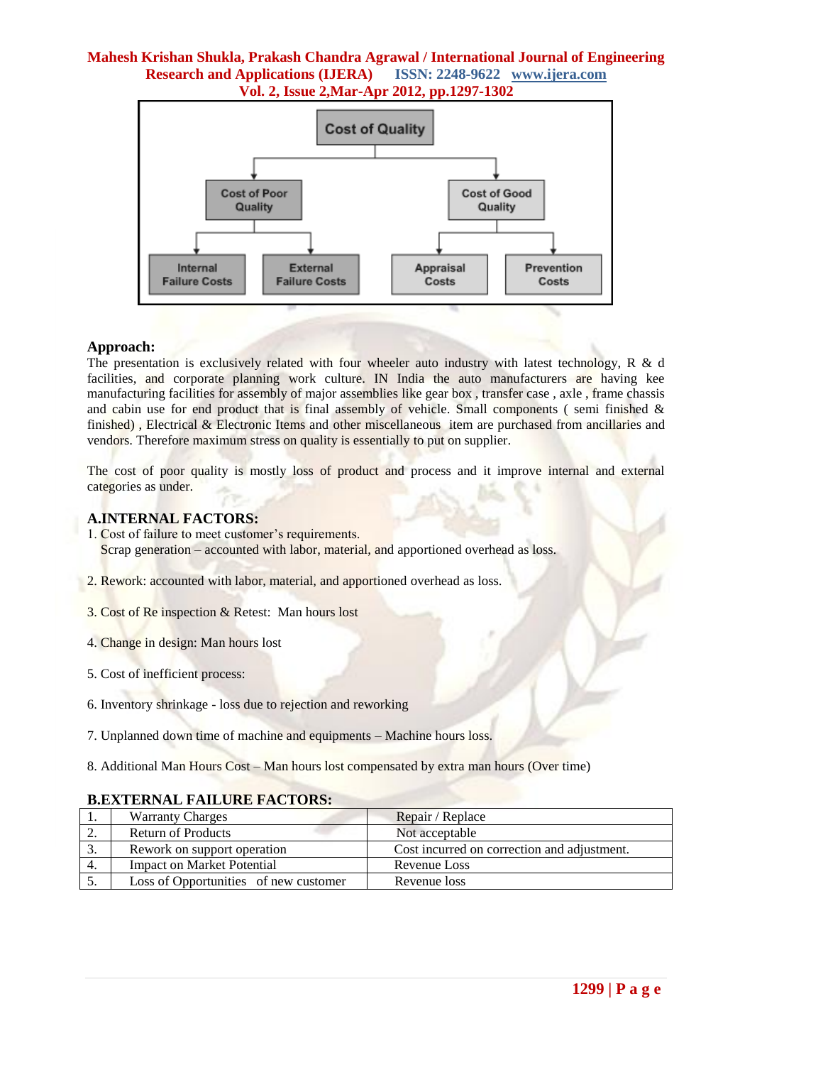## Approach:

The presentation is exclusively related with four wheeler auto industry with latest technology, R & d facilities, and corporate planning work culture. IN India the auto manufacturers are having kee manufacturing facilities for assembly of major assemblies like gear box , transfer case , axle , frame chassis and cabin use for end product that is final assembly of vehicle. Small components ( semi finished & finished) , Electrical & Electronic Items and other miscellaneous item are purchased from ancillaries and vendors. Therefore maximum stress on quality is essentially to put on supplier.

The cost of poor quality is mostly loss of product and process and it improve internal and external categories as under.

## A.INTERNAL FACTORS:

1. Cost of failure to meet customer's requirements.
   Scrap generation – accounted with labor, material, and apportioned overhead as loss.

2. Rework: accounted with labor, material, and apportioned overhead as loss.

3. Cost of Re inspection & Retest: Man hours lost

4. Change in design: Man hours lost

5. Cost of inefficient process:

6. Inventory shrinkage - loss due to rejection and reworking

7. Unplanned down time of machine and equipments – Machine hours loss.

8. Additional Man Hours Cost – Man hours lost compensated by extra man hours (Over time)

## B.EXTERNAL FAILURE FACTORS:

| | | |
|---|---|---|
| 1. | Warranty Charges | Repair / Replace |
| 2. | Return of Products | Not acceptable |
| 3. | Rework on support operation | Cost incurred on correction and adjustment. |
| 4. | Impact on Market Potential | Revenue Loss |
| 5. | Loss of Opportunities of new customer | Revenue loss |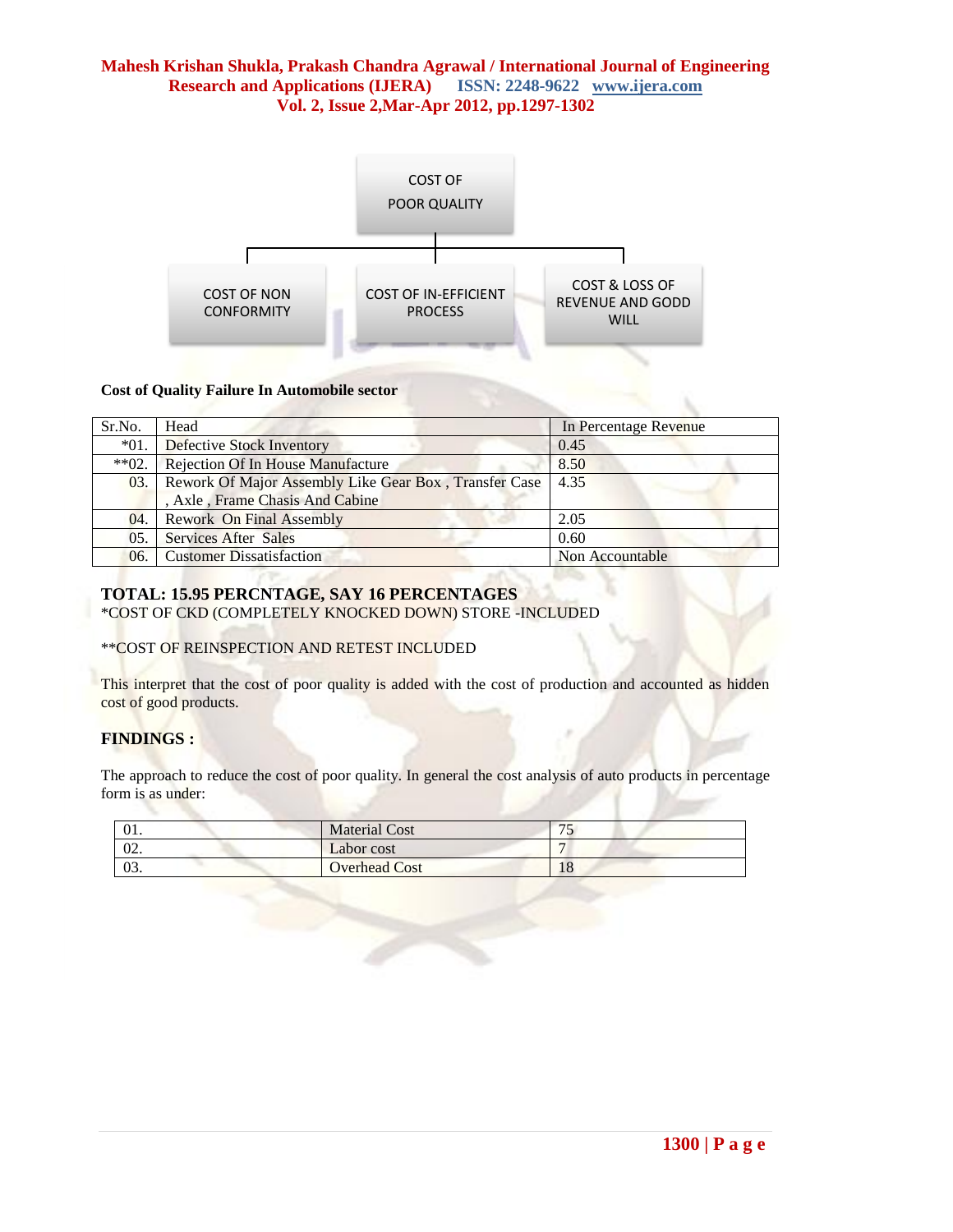COST OF POOR QUALITY

- COST OF NON CONFORMITY
- COST OF IN-EFFICIENT PROCESS
- COST & LOSS OF REVENUE AND GODD WILL

**Cost of Quality Failure In Automobile sector**

| Sr.No. | Head | In Percentage Revenue |
|---|---|---|
| *01. | Defective Stock Inventory | 0.45 |
| **02. | Rejection Of In House Manufacture | 8.50 |
| 03. | Rework Of Major Assembly Like Gear Box , Transfer Case , Axle , Frame Chasis And Cabine | 4.35 |
| 04. | Rework On Final Assembly | 2.05 |
| 05. | Services After Sales | 0.60 |
| 06. | Customer Dissatisfaction | Non Accountable |

**TOTAL: 15.95 PERCNTAGE, SAY 16 PERCENTAGES**

*COST OF CKD (COMPLETELY KNOCKED DOWN) STORE -INCLUDED

**COST OF REINSPECTION AND RETEST INCLUDED

This interpret that the cost of poor quality is added with the cost of production and accounted as hidden cost of good products.

## FINDINGS :

The approach to reduce the cost of poor quality. In general the cost analysis of auto products in percentage form is as under:

| 01. | Material Cost | 75 |
|---|---|---|
| 02. | Labor cost | 7 |
| 03. | Overhead Cost | 18 |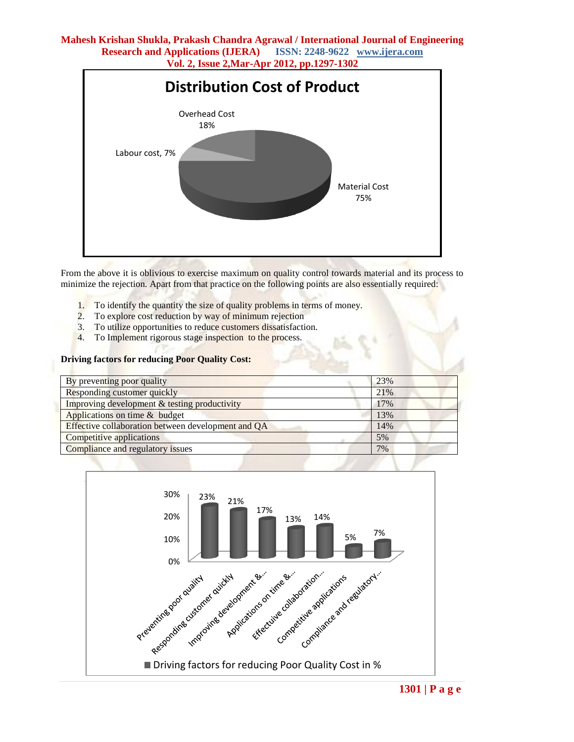From the above it is oblivious to exercise maximum on quality control towards material and its process to minimize the rejection. Apart from that practice on the following points are also essentially required:

1. To identify the quantity the size of quality problems in terms of money.
2. To explore cost reduction by way of minimum rejection
3. To utilize opportunities to reduce customers dissatisfaction.
4. To Implement rigorous stage inspection to the process.

**Driving factors for reducing Poor Quality Cost:**

| | |
|---|---|
| By preventing poor quality | 23% |
| Responding customer quickly | 21% |
| Improving development & testing productivity | 17% |
| Applications on time & budget | 13% |
| Effective collaboration between development and QA | 14% |
| Competitive applications | 5% |
| Compliance and regulatory issues | 7% |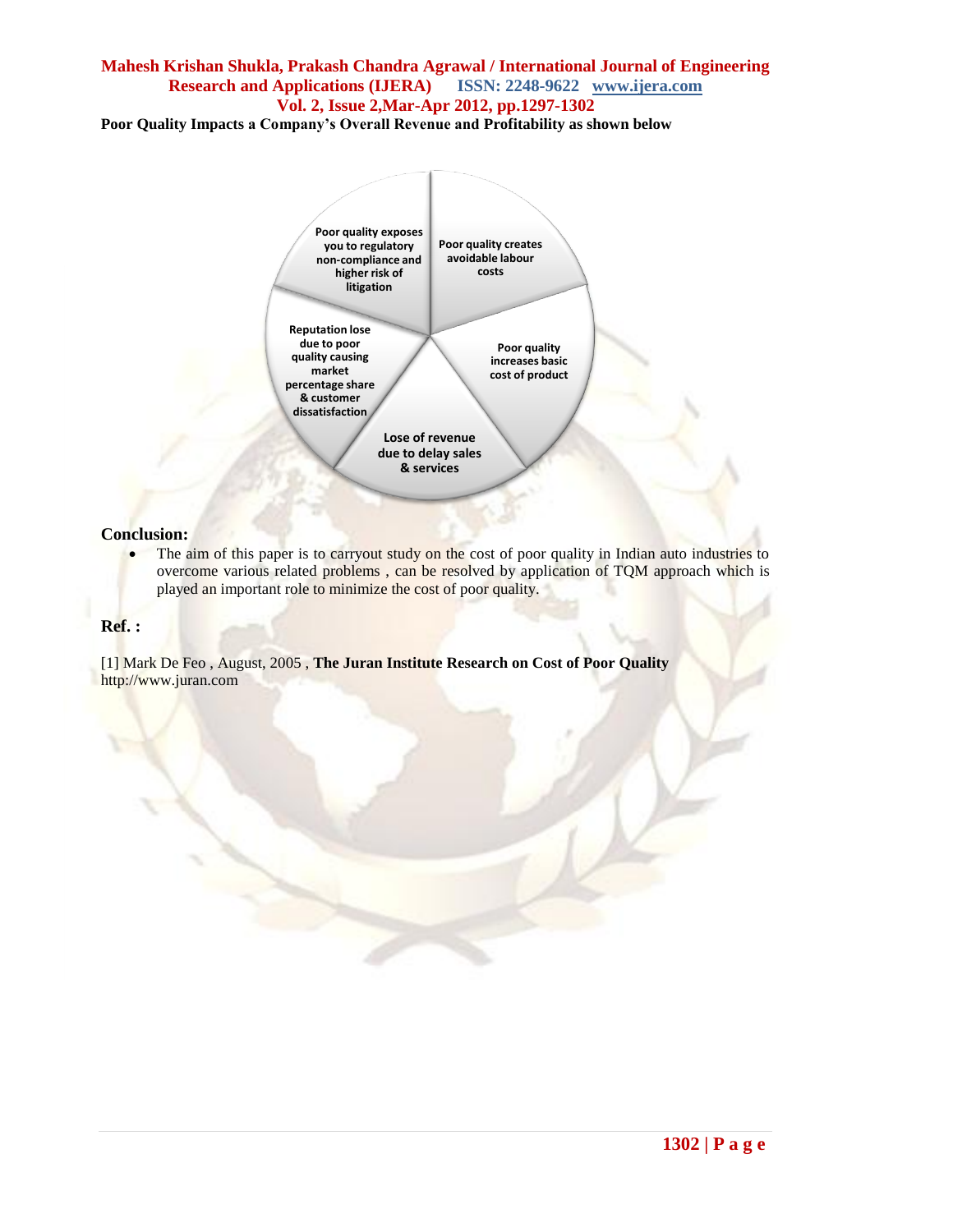**Poor Quality Impacts a Company's Overall Revenue and Profitability as shown below**

Poor quality exposes you to regulatory non-compliance and higher risk of litigation

Poor quality creates avoidable labour costs

Poor quality increases basic cost of product

Lose of revenue due to delay sales & services

Reputation lose due to poor quality causing market percentage share & customer dissatisfaction

## Conclusion:

- The aim of this paper is to carryout study on the cost of poor quality in Indian auto industries to overcome various related problems , can be resolved by application of TQM approach which is played an important role to minimize the cost of poor quality.

## Ref. :

[1] Mark De Feo , August, 2005 , **The Juran Institute Research on Cost of Poor Quality** http://www.juran.com